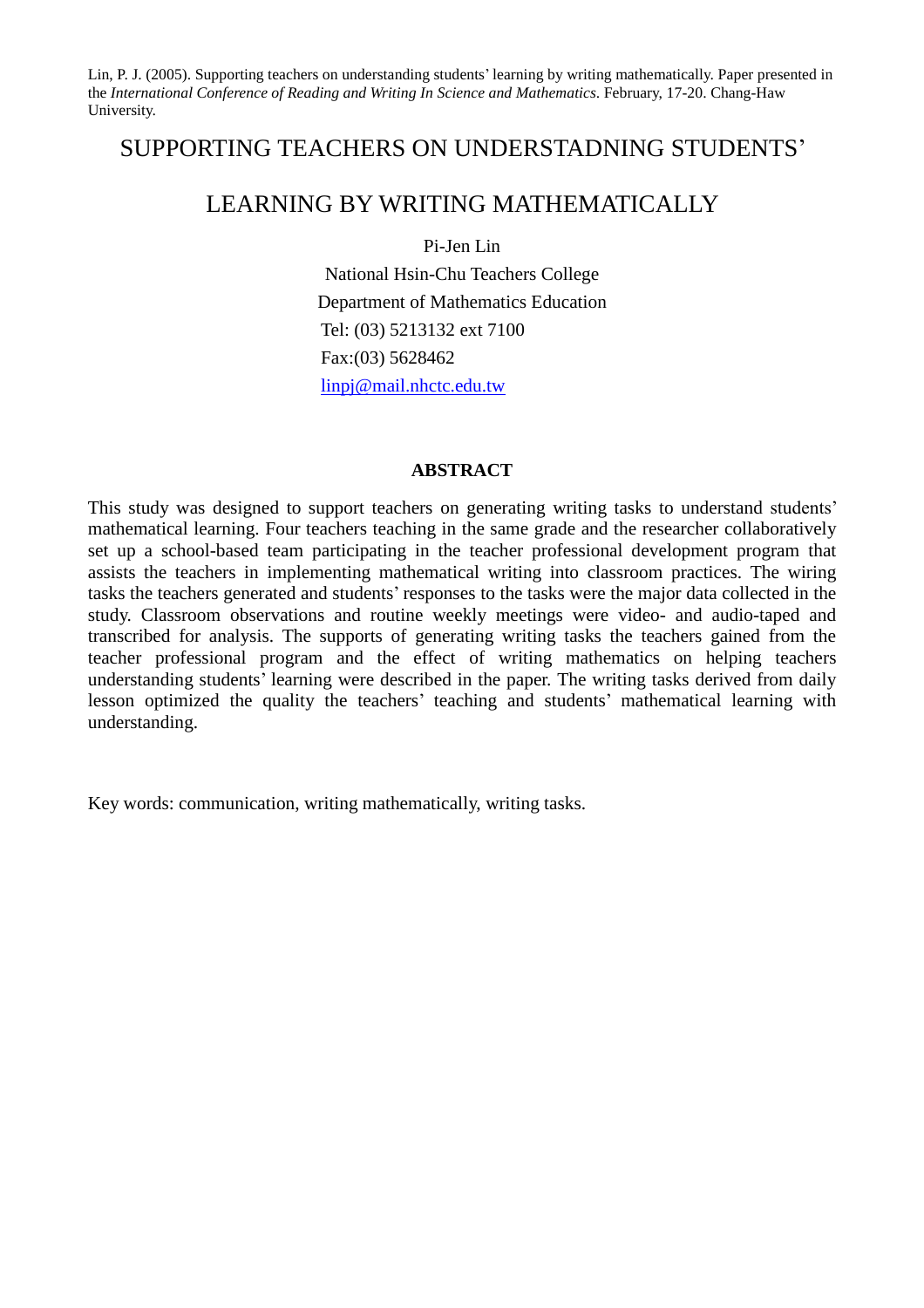Lin, P. J. (2005). Supporting teachers on understanding students' learning by writing mathematically. Paper presented in the *International Conference of Reading and Writing In Science and Mathematics*. February, 17-20. Chang-Haw University.

# SUPPORTING TEACHERS ON UNDERSTADNING STUDENTS' LEARNING BY WRITING MATHEMATICALLY

Pi-Jen Lin
National Hsin-Chu Teachers College
Department of Mathematics Education
Tel: (03) 5213132 ext 7100
Fax:(03) 5628462
linpj@mail.nhctc.edu.tw

**ABSTRACT**

This study was designed to support teachers on generating writing tasks to understand students' mathematical learning. Four teachers teaching in the same grade and the researcher collaboratively set up a school-based team participating in the teacher professional development program that assists the teachers in implementing mathematical writing into classroom practices. The wiring tasks the teachers generated and students' responses to the tasks were the major data collected in the study. Classroom observations and routine weekly meetings were video- and audio-taped and transcribed for analysis. The supports of generating writing tasks the teachers gained from the teacher professional program and the effect of writing mathematics on helping teachers understanding students' learning were described in the paper. The writing tasks derived from daily lesson optimized the quality the teachers' teaching and students' mathematical learning with understanding.

Key words: communication, writing mathematically, writing tasks.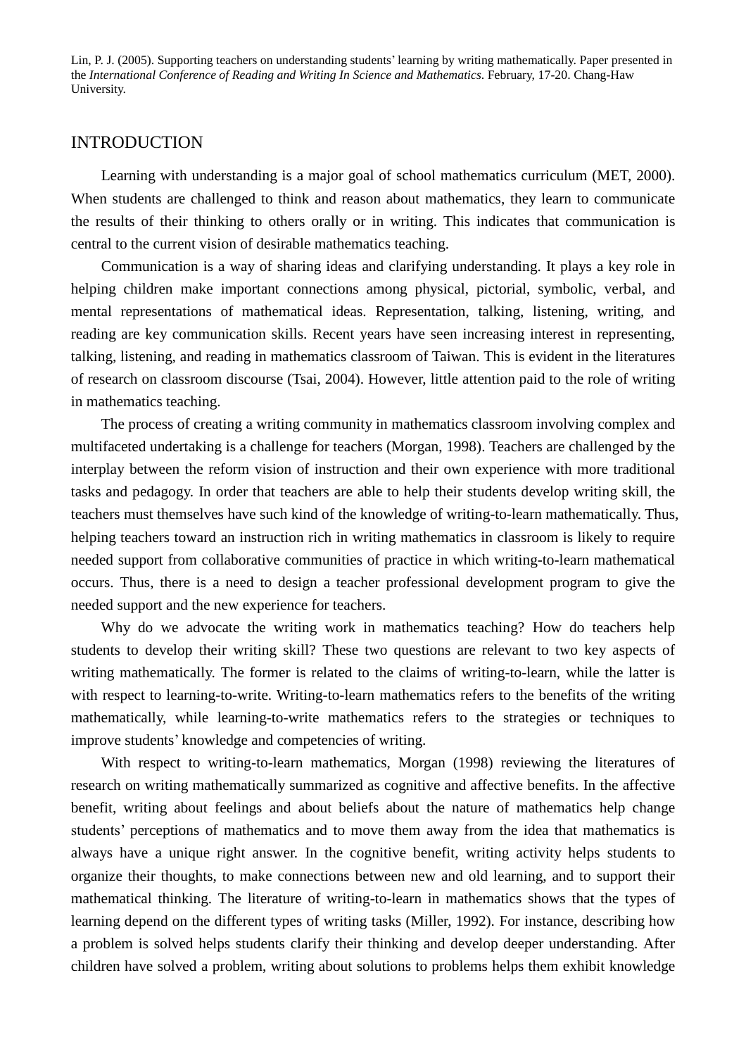Lin, P. J. (2005). Supporting teachers on understanding students' learning by writing mathematically. Paper presented in the *International Conference of Reading and Writing In Science and Mathematics*. February, 17-20. Chang-Haw University.

## INTRODUCTION

Learning with understanding is a major goal of school mathematics curriculum (MET, 2000). When students are challenged to think and reason about mathematics, they learn to communicate the results of their thinking to others orally or in writing. This indicates that communication is central to the current vision of desirable mathematics teaching.

Communication is a way of sharing ideas and clarifying understanding. It plays a key role in helping children make important connections among physical, pictorial, symbolic, verbal, and mental representations of mathematical ideas. Representation, talking, listening, writing, and reading are key communication skills. Recent years have seen increasing interest in representing, talking, listening, and reading in mathematics classroom of Taiwan. This is evident in the literatures of research on classroom discourse (Tsai, 2004). However, little attention paid to the role of writing in mathematics teaching.

The process of creating a writing community in mathematics classroom involving complex and multifaceted undertaking is a challenge for teachers (Morgan, 1998). Teachers are challenged by the interplay between the reform vision of instruction and their own experience with more traditional tasks and pedagogy. In order that teachers are able to help their students develop writing skill, the teachers must themselves have such kind of the knowledge of writing-to-learn mathematically. Thus, helping teachers toward an instruction rich in writing mathematics in classroom is likely to require needed support from collaborative communities of practice in which writing-to-learn mathematical occurs. Thus, there is a need to design a teacher professional development program to give the needed support and the new experience for teachers.

Why do we advocate the writing work in mathematics teaching? How do teachers help students to develop their writing skill? These two questions are relevant to two key aspects of writing mathematically. The former is related to the claims of writing-to-learn, while the latter is with respect to learning-to-write. Writing-to-learn mathematics refers to the benefits of the writing mathematically, while learning-to-write mathematics refers to the strategies or techniques to improve students' knowledge and competencies of writing.

With respect to writing-to-learn mathematics, Morgan (1998) reviewing the literatures of research on writing mathematically summarized as cognitive and affective benefits. In the affective benefit, writing about feelings and about beliefs about the nature of mathematics help change students' perceptions of mathematics and to move them away from the idea that mathematics is always have a unique right answer. In the cognitive benefit, writing activity helps students to organize their thoughts, to make connections between new and old learning, and to support their mathematical thinking. The literature of writing-to-learn in mathematics shows that the types of learning depend on the different types of writing tasks (Miller, 1992). For instance, describing how a problem is solved helps students clarify their thinking and develop deeper understanding. After children have solved a problem, writing about solutions to problems helps them exhibit knowledge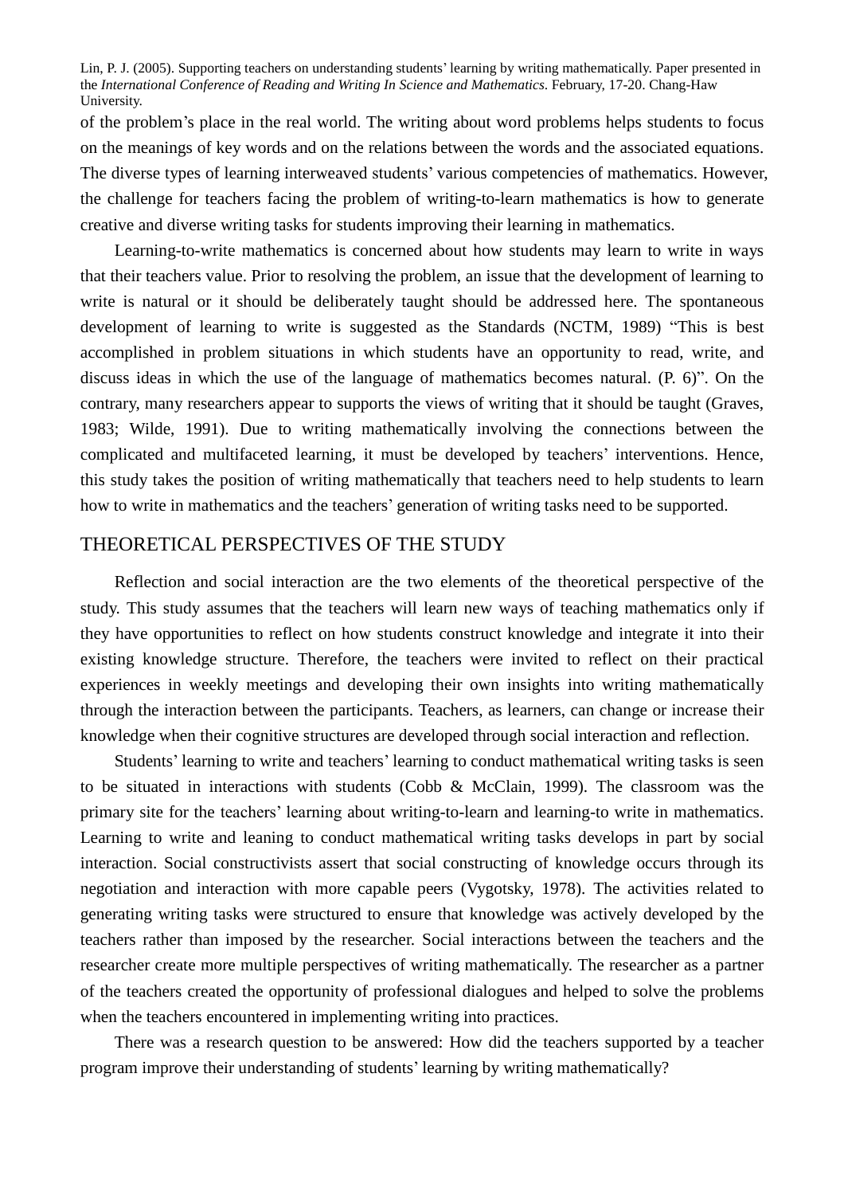of the problem's place in the real world. The writing about word problems helps students to focus on the meanings of key words and on the relations between the words and the associated equations. The diverse types of learning interweaved students' various competencies of mathematics. However, the challenge for teachers facing the problem of writing-to-learn mathematics is how to generate creative and diverse writing tasks for students improving their learning in mathematics.

Learning-to-write mathematics is concerned about how students may learn to write in ways that their teachers value. Prior to resolving the problem, an issue that the development of learning to write is natural or it should be deliberately taught should be addressed here. The spontaneous development of learning to write is suggested as the Standards (NCTM, 1989) "This is best accomplished in problem situations in which students have an opportunity to read, write, and discuss ideas in which the use of the language of mathematics becomes natural. (P. 6)". On the contrary, many researchers appear to supports the views of writing that it should be taught (Graves, 1983; Wilde, 1991). Due to writing mathematically involving the connections between the complicated and multifaceted learning, it must be developed by teachers' interventions. Hence, this study takes the position of writing mathematically that teachers need to help students to learn how to write in mathematics and the teachers' generation of writing tasks need to be supported.

## THEORETICAL PERSPECTIVES OF THE STUDY

Reflection and social interaction are the two elements of the theoretical perspective of the study. This study assumes that the teachers will learn new ways of teaching mathematics only if they have opportunities to reflect on how students construct knowledge and integrate it into their existing knowledge structure. Therefore, the teachers were invited to reflect on their practical experiences in weekly meetings and developing their own insights into writing mathematically through the interaction between the participants. Teachers, as learners, can change or increase their knowledge when their cognitive structures are developed through social interaction and reflection.

Students' learning to write and teachers' learning to conduct mathematical writing tasks is seen to be situated in interactions with students (Cobb & McClain, 1999). The classroom was the primary site for the teachers' learning about writing-to-learn and learning-to write in mathematics. Learning to write and leaning to conduct mathematical writing tasks develops in part by social interaction. Social constructivists assert that social constructing of knowledge occurs through its negotiation and interaction with more capable peers (Vygotsky, 1978). The activities related to generating writing tasks were structured to ensure that knowledge was actively developed by the teachers rather than imposed by the researcher. Social interactions between the teachers and the researcher create more multiple perspectives of writing mathematically. The researcher as a partner of the teachers created the opportunity of professional dialogues and helped to solve the problems when the teachers encountered in implementing writing into practices.

There was a research question to be answered: How did the teachers supported by a teacher program improve their understanding of students' learning by writing mathematically?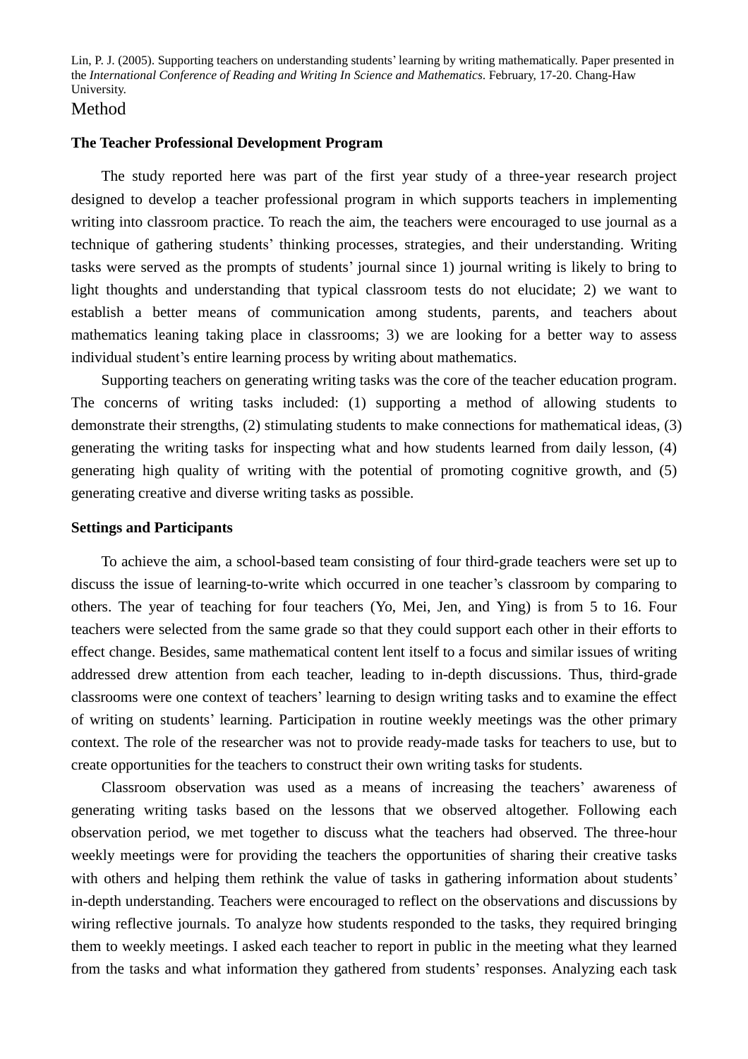Lin, P. J. (2005). Supporting teachers on understanding students' learning by writing mathematically. Paper presented in the *International Conference of Reading and Writing In Science and Mathematics*. February, 17-20. Chang-Haw University.

# Method

### The Teacher Professional Development Program

The study reported here was part of the first year study of a three-year research project designed to develop a teacher professional program in which supports teachers in implementing writing into classroom practice. To reach the aim, the teachers were encouraged to use journal as a technique of gathering students' thinking processes, strategies, and their understanding. Writing tasks were served as the prompts of students' journal since 1) journal writing is likely to bring to light thoughts and understanding that typical classroom tests do not elucidate; 2) we want to establish a better means of communication among students, parents, and teachers about mathematics leaning taking place in classrooms; 3) we are looking for a better way to assess individual student's entire learning process by writing about mathematics.

Supporting teachers on generating writing tasks was the core of the teacher education program. The concerns of writing tasks included: (1) supporting a method of allowing students to demonstrate their strengths, (2) stimulating students to make connections for mathematical ideas, (3) generating the writing tasks for inspecting what and how students learned from daily lesson, (4) generating high quality of writing with the potential of promoting cognitive growth, and (5) generating creative and diverse writing tasks as possible.

### Settings and Participants

To achieve the aim, a school-based team consisting of four third-grade teachers were set up to discuss the issue of learning-to-write which occurred in one teacher's classroom by comparing to others. The year of teaching for four teachers (Yo, Mei, Jen, and Ying) is from 5 to 16. Four teachers were selected from the same grade so that they could support each other in their efforts to effect change. Besides, same mathematical content lent itself to a focus and similar issues of writing addressed drew attention from each teacher, leading to in-depth discussions. Thus, third-grade classrooms were one context of teachers' learning to design writing tasks and to examine the effect of writing on students' learning. Participation in routine weekly meetings was the other primary context. The role of the researcher was not to provide ready-made tasks for teachers to use, but to create opportunities for the teachers to construct their own writing tasks for students.

Classroom observation was used as a means of increasing the teachers' awareness of generating writing tasks based on the lessons that we observed altogether. Following each observation period, we met together to discuss what the teachers had observed. The three-hour weekly meetings were for providing the teachers the opportunities of sharing their creative tasks with others and helping them rethink the value of tasks in gathering information about students' in-depth understanding. Teachers were encouraged to reflect on the observations and discussions by wiring reflective journals. To analyze how students responded to the tasks, they required bringing them to weekly meetings. I asked each teacher to report in public in the meeting what they learned from the tasks and what information they gathered from students' responses. Analyzing each task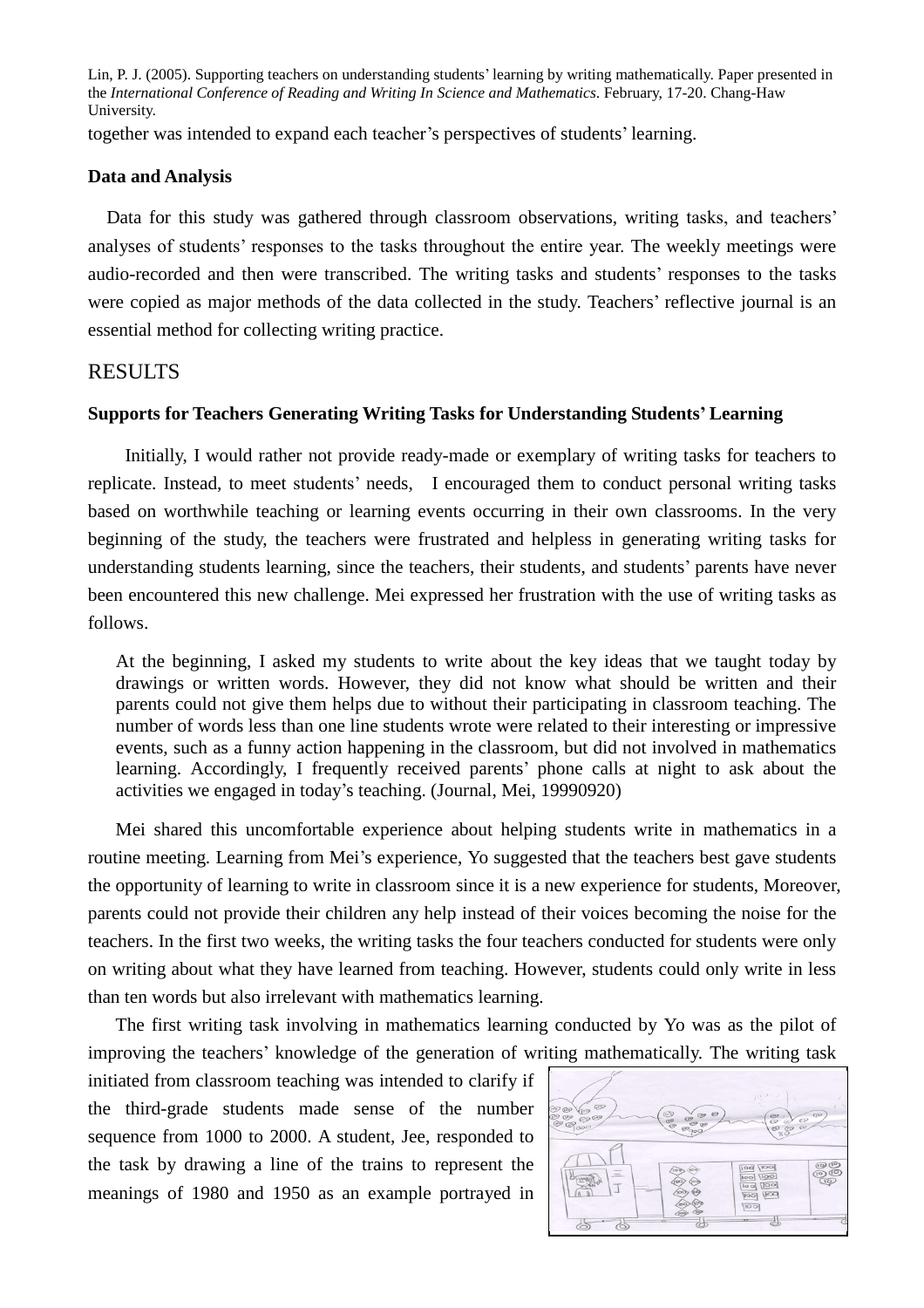together was intended to expand each teacher's perspectives of students' learning.

**Data and Analysis**

Data for this study was gathered through classroom observations, writing tasks, and teachers' analyses of students' responses to the tasks throughout the entire year. The weekly meetings were audio-recorded and then were transcribed. The writing tasks and students' responses to the tasks were copied as major methods of the data collected in the study. Teachers' reflective journal is an essential method for collecting writing practice.

## RESULTS

**Supports for Teachers Generating Writing Tasks for Understanding Students' Learning**

Initially, I would rather not provide ready-made or exemplary of writing tasks for teachers to replicate. Instead, to meet students' needs, I encouraged them to conduct personal writing tasks based on worthwhile teaching or learning events occurring in their own classrooms. In the very beginning of the study, the teachers were frustrated and helpless in generating writing tasks for understanding students learning, since the teachers, their students, and students' parents have never been encountered this new challenge. Mei expressed her frustration with the use of writing tasks as follows.

> At the beginning, I asked my students to write about the key ideas that we taught today by drawings or written words. However, they did not know what should be written and their parents could not give them helps due to without their participating in classroom teaching. The number of words less than one line students wrote were related to their interesting or impressive events, such as a funny action happening in the classroom, but did not involved in mathematics learning. Accordingly, I frequently received parents' phone calls at night to ask about the activities we engaged in today's teaching. (Journal, Mei, 19990920)

Mei shared this uncomfortable experience about helping students write in mathematics in a routine meeting. Learning from Mei's experience, Yo suggested that the teachers best gave students the opportunity of learning to write in classroom since it is a new experience for students, Moreover, parents could not provide their children any help instead of their voices becoming the noise for the teachers. In the first two weeks, the writing tasks the four teachers conducted for students were only on writing about what they have learned from teaching. However, students could only write in less than ten words but also irrelevant with mathematics learning.

The first writing task involving in mathematics learning conducted by Yo was as the pilot of improving the teachers' knowledge of the generation of writing mathematically. The writing task initiated from classroom teaching was intended to clarify if the third-grade students made sense of the number sequence from 1000 to 2000. A student, Jee, responded to the task by drawing a line of the trains to represent the meanings of 1980 and 1950 as an example portrayed in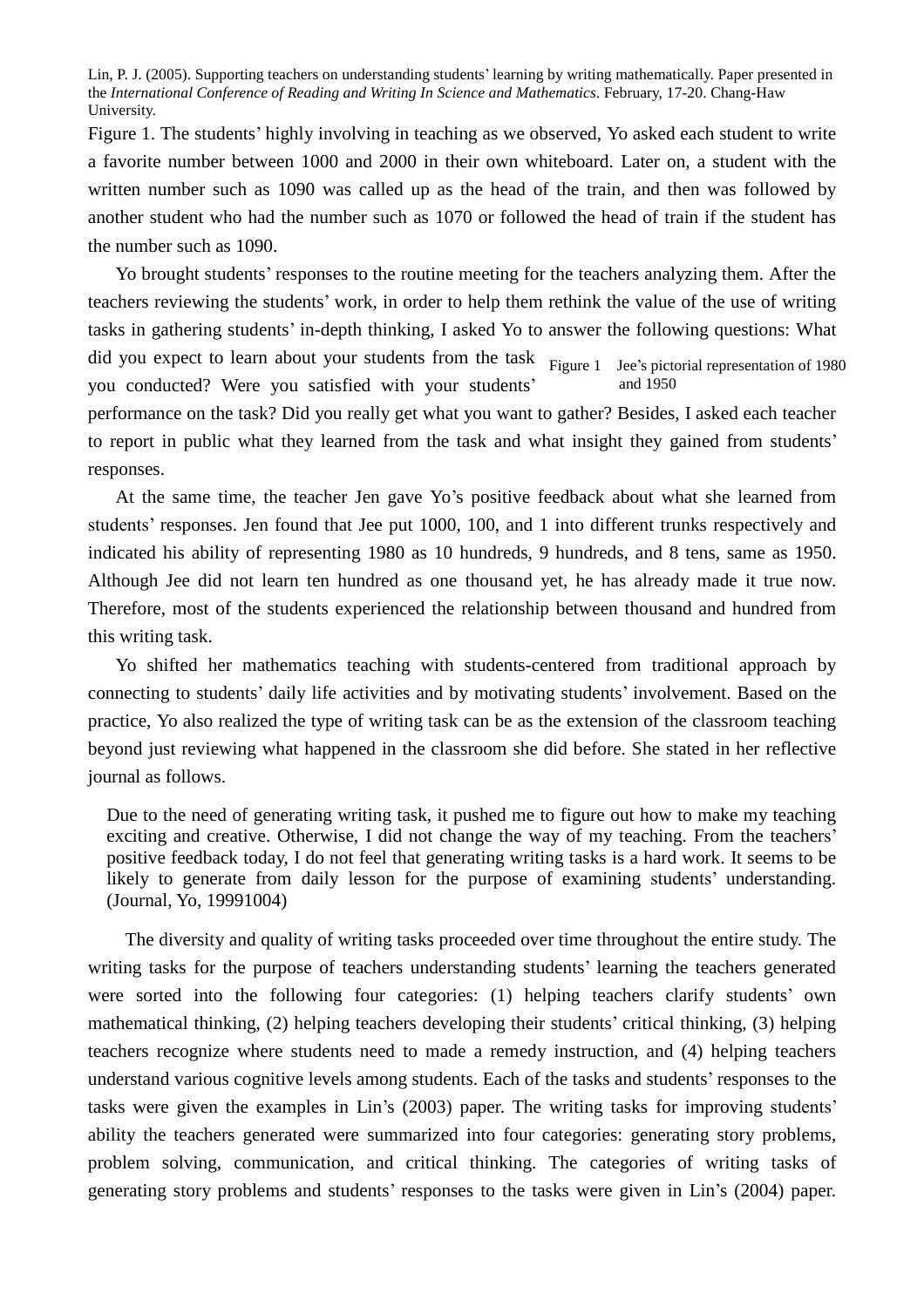Figure 1. The students' highly involving in teaching as we observed, Yo asked each student to write a favorite number between 1000 and 2000 in their own whiteboard. Later on, a student with the written number such as 1090 was called up as the head of the train, and then was followed by another student who had the number such as 1070 or followed the head of train if the student has the number such as 1090.

Yo brought students' responses to the routine meeting for the teachers analyzing them. After the teachers reviewing the students' work, in order to help them rethink the value of the use of writing tasks in gathering students' in-depth thinking, I asked Yo to answer the following questions: What did you expect to learn about your students from the task you conducted? Were you satisfied with your students' performance on the task? Did you really get what you want to gather? Besides, I asked each teacher to report in public what they learned from the task and what insight they gained from students' responses.

Figure 1 Jee's pictorial representation of 1980 and 1950

At the same time, the teacher Jen gave Yo's positive feedback about what she learned from students' responses. Jen found that Jee put 1000, 100, and 1 into different trunks respectively and indicated his ability of representing 1980 as 10 hundreds, 9 hundreds, and 8 tens, same as 1950. Although Jee did not learn ten hundred as one thousand yet, he has already made it true now. Therefore, most of the students experienced the relationship between thousand and hundred from this writing task.

Yo shifted her mathematics teaching with students-centered from traditional approach by connecting to students' daily life activities and by motivating students' involvement. Based on the practice, Yo also realized the type of writing task can be as the extension of the classroom teaching beyond just reviewing what happened in the classroom she did before. She stated in her reflective journal as follows.

> Due to the need of generating writing task, it pushed me to figure out how to make my teaching exciting and creative. Otherwise, I did not change the way of my teaching. From the teachers' positive feedback today, I do not feel that generating writing tasks is a hard work. It seems to be likely to generate from daily lesson for the purpose of examining students' understanding. (Journal, Yo, 19991004)

The diversity and quality of writing tasks proceeded over time throughout the entire study. The writing tasks for the purpose of teachers understanding students' learning the teachers generated were sorted into the following four categories: (1) helping teachers clarify students' own mathematical thinking, (2) helping teachers developing their students' critical thinking, (3) helping teachers recognize where students need to made a remedy instruction, and (4) helping teachers understand various cognitive levels among students. Each of the tasks and students' responses to the tasks were given the examples in Lin's (2003) paper. The writing tasks for improving students' ability the teachers generated were summarized into four categories: generating story problems, problem solving, communication, and critical thinking. The categories of writing tasks of generating story problems and students' responses to the tasks were given in Lin's (2004) paper.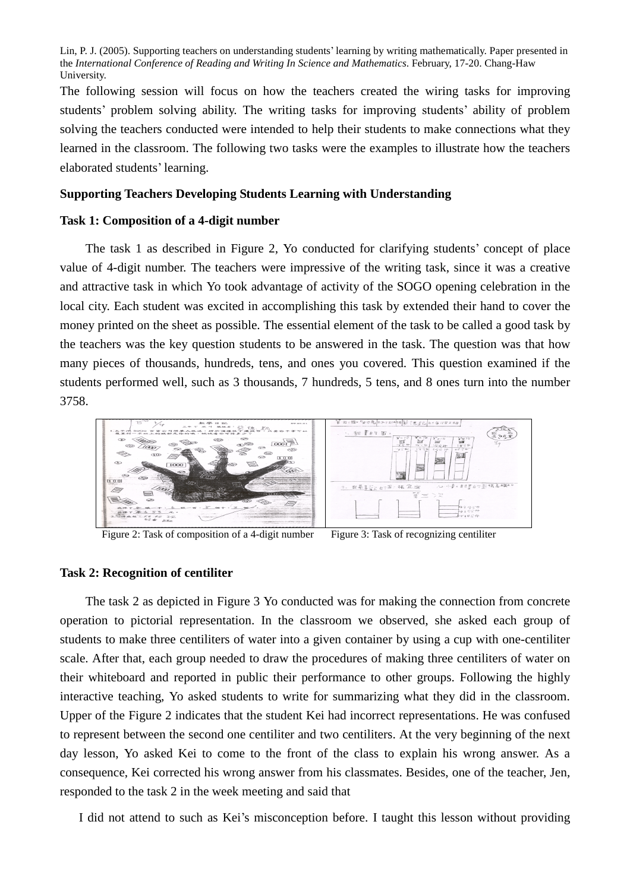The following session will focus on how the teachers created the wiring tasks for improving students' problem solving ability. The writing tasks for improving students' ability of problem solving the teachers conducted were intended to help their students to make connections what they learned in the classroom. The following two tasks were the examples to illustrate how the teachers elaborated students' learning.

**Supporting Teachers Developing Students Learning with Understanding**

**Task 1: Composition of a 4-digit number**

The task 1 as described in Figure 2, Yo conducted for clarifying students' concept of place value of 4-digit number. The teachers were impressive of the writing task, since it was a creative and attractive task in which Yo took advantage of activity of the SOGO opening celebration in the local city. Each student was excited in accomplishing this task by extended their hand to cover the money printed on the sheet as possible. The essential element of the task to be called a good task by the teachers was the key question students to be answered in the task. The question was that how many pieces of thousands, hundreds, tens, and ones you covered. This question examined if the students performed well, such as 3 thousands, 7 hundreds, 5 tens, and 8 ones turn into the number 3758.

Figure 2: Task of composition of a 4-digit number

Figure 3: Task of recognizing centiliter

**Task 2: Recognition of centiliter**

The task 2 as depicted in Figure 3 Yo conducted was for making the connection from concrete operation to pictorial representation. In the classroom we observed, she asked each group of students to make three centiliters of water into a given container by using a cup with one-centiliter scale. After that, each group needed to draw the procedures of making three centiliters of water on their whiteboard and reported in public their performance to other groups. Following the highly interactive teaching, Yo asked students to write for summarizing what they did in the classroom. Upper of the Figure 2 indicates that the student Kei had incorrect representations. He was confused to represent between the second one centiliter and two centiliters. At the very beginning of the next day lesson, Yo asked Kei to come to the front of the class to explain his wrong answer. As a consequence, Kei corrected his wrong answer from his classmates. Besides, one of the teacher, Jen, responded to the task 2 in the week meeting and said that

I did not attend to such as Kei's misconception before. I taught this lesson without providing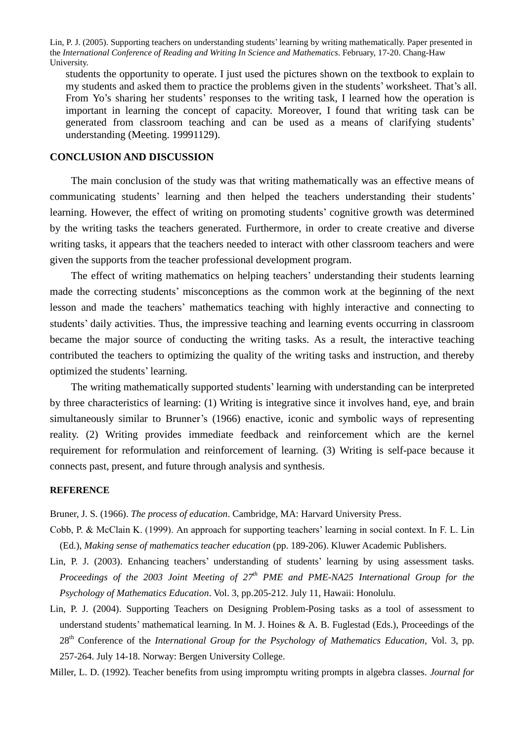students the opportunity to operate. I just used the pictures shown on the textbook to explain to my students and asked them to practice the problems given in the students' worksheet. That's all. From Yo's sharing her students' responses to the writing task, I learned how the operation is important in learning the concept of capacity. Moreover, I found that writing task can be generated from classroom teaching and can be used as a means of clarifying students' understanding (Meeting. 19991129).

## CONCLUSION AND DISCUSSION

The main conclusion of the study was that writing mathematically was an effective means of communicating students' learning and then helped the teachers understanding their students' learning. However, the effect of writing on promoting students' cognitive growth was determined by the writing tasks the teachers generated. Furthermore, in order to create creative and diverse writing tasks, it appears that the teachers needed to interact with other classroom teachers and were given the supports from the teacher professional development program.

The effect of writing mathematics on helping teachers' understanding their students learning made the correcting students' misconceptions as the common work at the beginning of the next lesson and made the teachers' mathematics teaching with highly interactive and connecting to students' daily activities. Thus, the impressive teaching and learning events occurring in classroom became the major source of conducting the writing tasks. As a result, the interactive teaching contributed the teachers to optimizing the quality of the writing tasks and instruction, and thereby optimized the students' learning.

The writing mathematically supported students' learning with understanding can be interpreted by three characteristics of learning: (1) Writing is integrative since it involves hand, eye, and brain simultaneously similar to Brunner's (1966) enactive, iconic and symbolic ways of representing reality. (2) Writing provides immediate feedback and reinforcement which are the kernel requirement for reformulation and reinforcement of learning. (3) Writing is self-pace because it connects past, present, and future through analysis and synthesis.

## REFERENCE

Bruner, J. S. (1966). *The process of education*. Cambridge, MA: Harvard University Press.

Cobb, P. & McClain K. (1999). An approach for supporting teachers' learning in social context. In F. L. Lin (Ed.), *Making sense of mathematics teacher education* (pp. 189-206). Kluwer Academic Publishers.

Lin, P. J. (2003). Enhancing teachers' understanding of students' learning by using assessment tasks. *Proceedings of the 2003 Joint Meeting of 27th PME and PME-NA25 International Group for the Psychology of Mathematics Education*. Vol. 3, pp.205-212. July 11, Hawaii: Honolulu.

Lin, P. J. (2004). Supporting Teachers on Designing Problem-Posing tasks as a tool of assessment to understand students' mathematical learning. In M. J. Hoines & A. B. Fuglestad (Eds.), Proceedings of the 28th Conference of the *International Group for the Psychology of Mathematics Education*, Vol. 3, pp. 257-264. July 14-18. Norway: Bergen University College.

Miller, L. D. (1992). Teacher benefits from using impromptu writing prompts in algebra classes. *Journal for*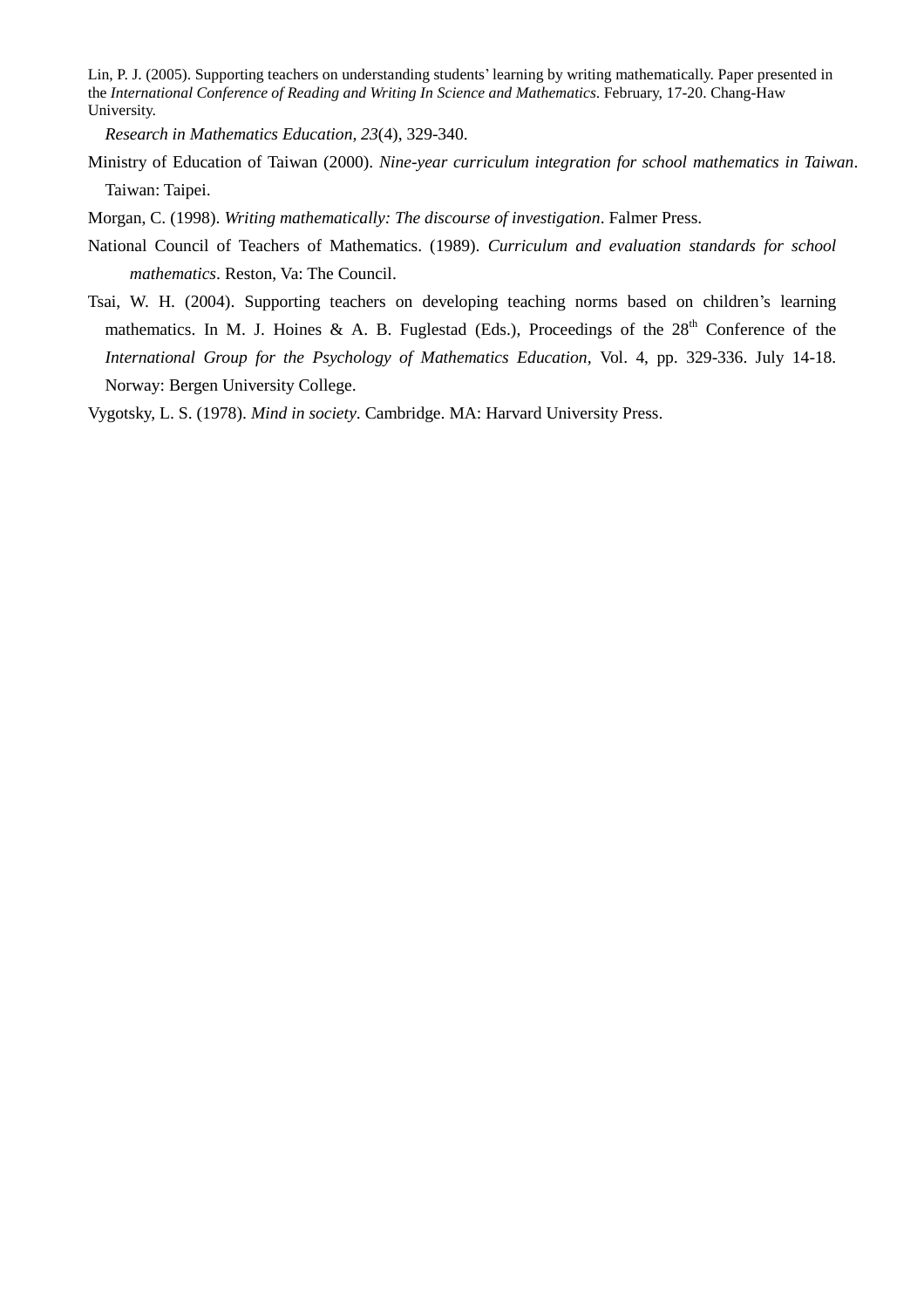Lin, P. J. (2005). Supporting teachers on understanding students' learning by writing mathematically. Paper presented in the *International Conference of Reading and Writing In Science and Mathematics*. February, 17-20. Chang-Haw University.

*Research in Mathematics Education, 23*(4), 329-340.

Ministry of Education of Taiwan (2000). *Nine-year curriculum integration for school mathematics in Taiwan*. Taiwan: Taipei.

Morgan, C. (1998). *Writing mathematically: The discourse of investigation*. Falmer Press.

National Council of Teachers of Mathematics. (1989). *Curriculum and evaluation standards for school mathematics*. Reston, Va: The Council.

Tsai, W. H. (2004). Supporting teachers on developing teaching norms based on children's learning mathematics. In M. J. Hoines & A. B. Fuglestad (Eds.), Proceedings of the 28th Conference of the *International Group for the Psychology of Mathematics Education*, Vol. 4, pp. 329-336. July 14-18. Norway: Bergen University College.

Vygotsky, L. S. (1978). *Mind in society*. Cambridge. MA: Harvard University Press.